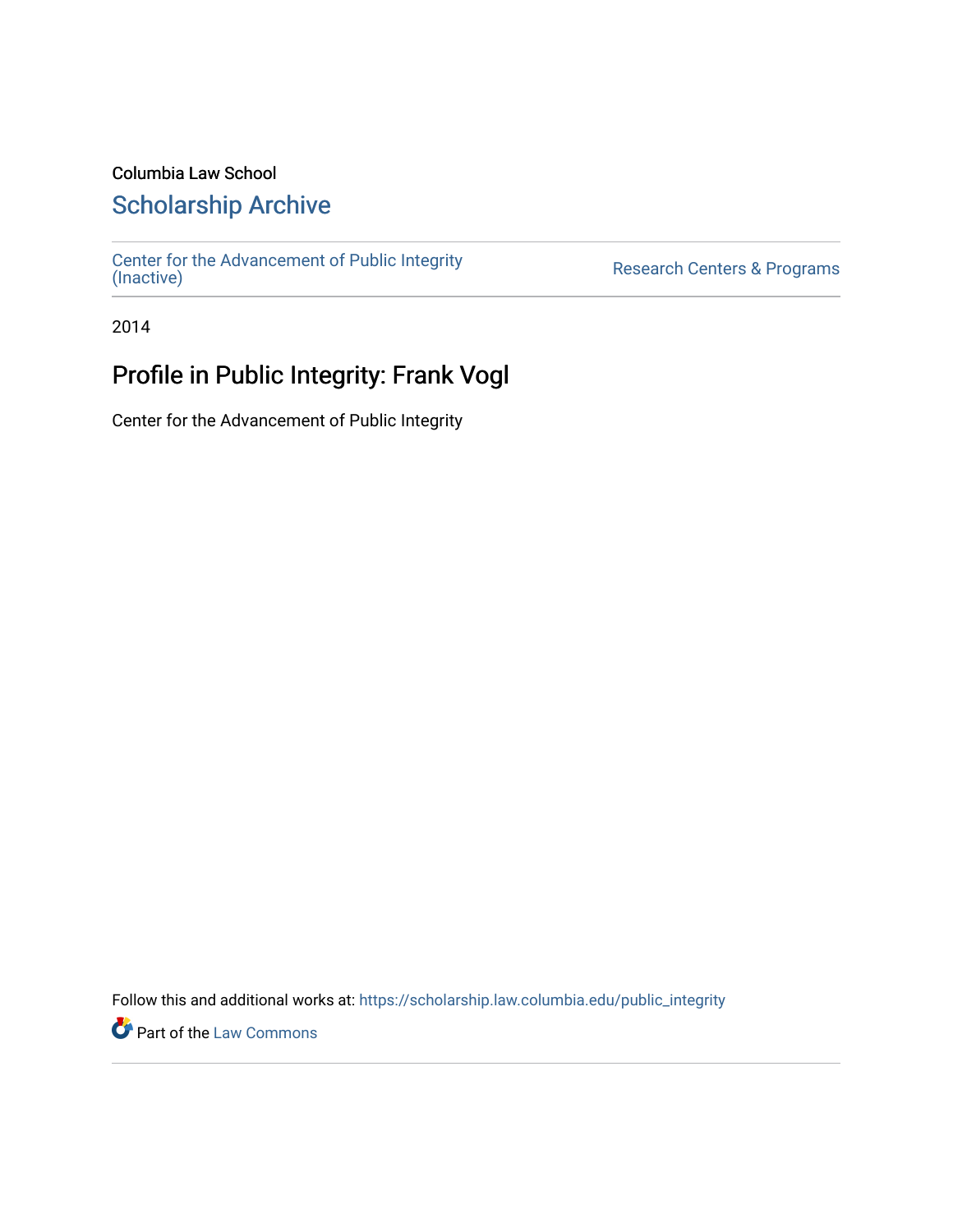Columbia Law School

# Scholarship Archive

Center for the Advancement of Public Integrity (Inactive)

Research Centers & Programs

2014

## Profile in Public Integrity: Frank Vogl

Center for the Advancement of Public Integrity

Follow this and additional works at: https://scholarship.law.columbia.edu/public_integrity

Part of the Law Commons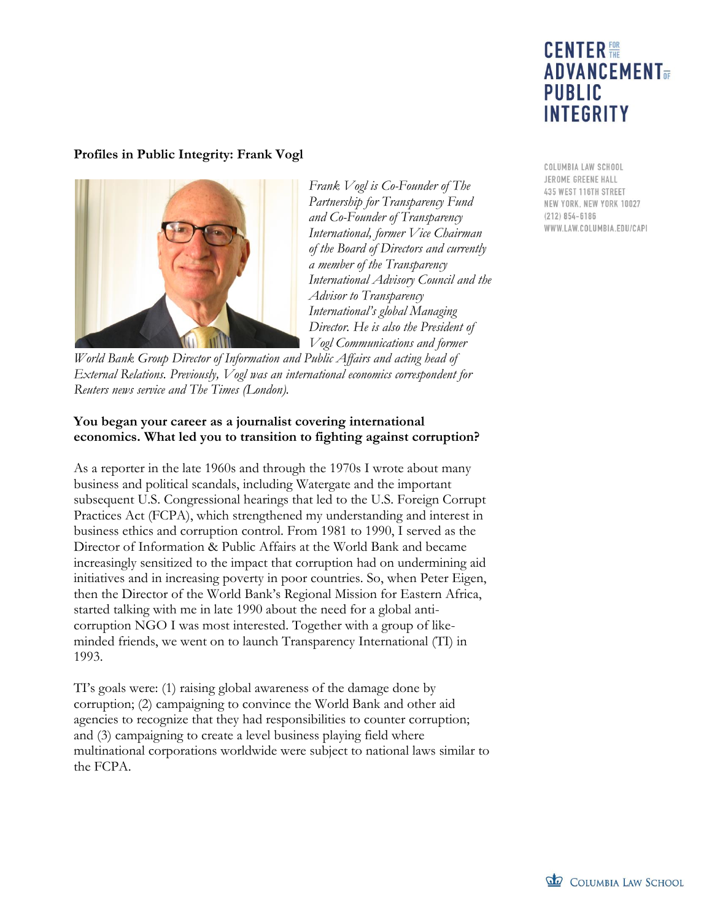**Profiles in Public Integrity: Frank Vogl**

*Frank Vogl is Co-Founder of The Partnership for Transparency Fund and Co-Founder of Transparency International, former Vice Chairman of the Board of Directors and currently a member of the Transparency International Advisory Council and the Advisor to Transparency International's global Managing Director. He is also the President of Vogl Communications and former World Bank Group Director of Information and Public Affairs and acting head of External Relations. Previously, Vogl was an international economics correspondent for Reuters news service and The Times (London).*

**You began your career as a journalist covering international economics. What led you to transition to fighting against corruption?**

As a reporter in the late 1960s and through the 1970s I wrote about many business and political scandals, including Watergate and the important subsequent U.S. Congressional hearings that led to the U.S. Foreign Corrupt Practices Act (FCPA), which strengthened my understanding and interest in business ethics and corruption control. From 1981 to 1990, I served as the Director of Information & Public Affairs at the World Bank and became increasingly sensitized to the impact that corruption had on undermining aid initiatives and in increasing poverty in poor countries. So, when Peter Eigen, then the Director of the World Bank's Regional Mission for Eastern Africa, started talking with me in late 1990 about the need for a global anti-corruption NGO I was most interested. Together with a group of like-minded friends, we went on to launch Transparency International (TI) in 1993.

TI's goals were: (1) raising global awareness of the damage done by corruption; (2) campaigning to convince the World Bank and other aid agencies to recognize that they had responsibilities to counter corruption; and (3) campaigning to create a level business playing field where multinational corporations worldwide were subject to national laws similar to the FCPA.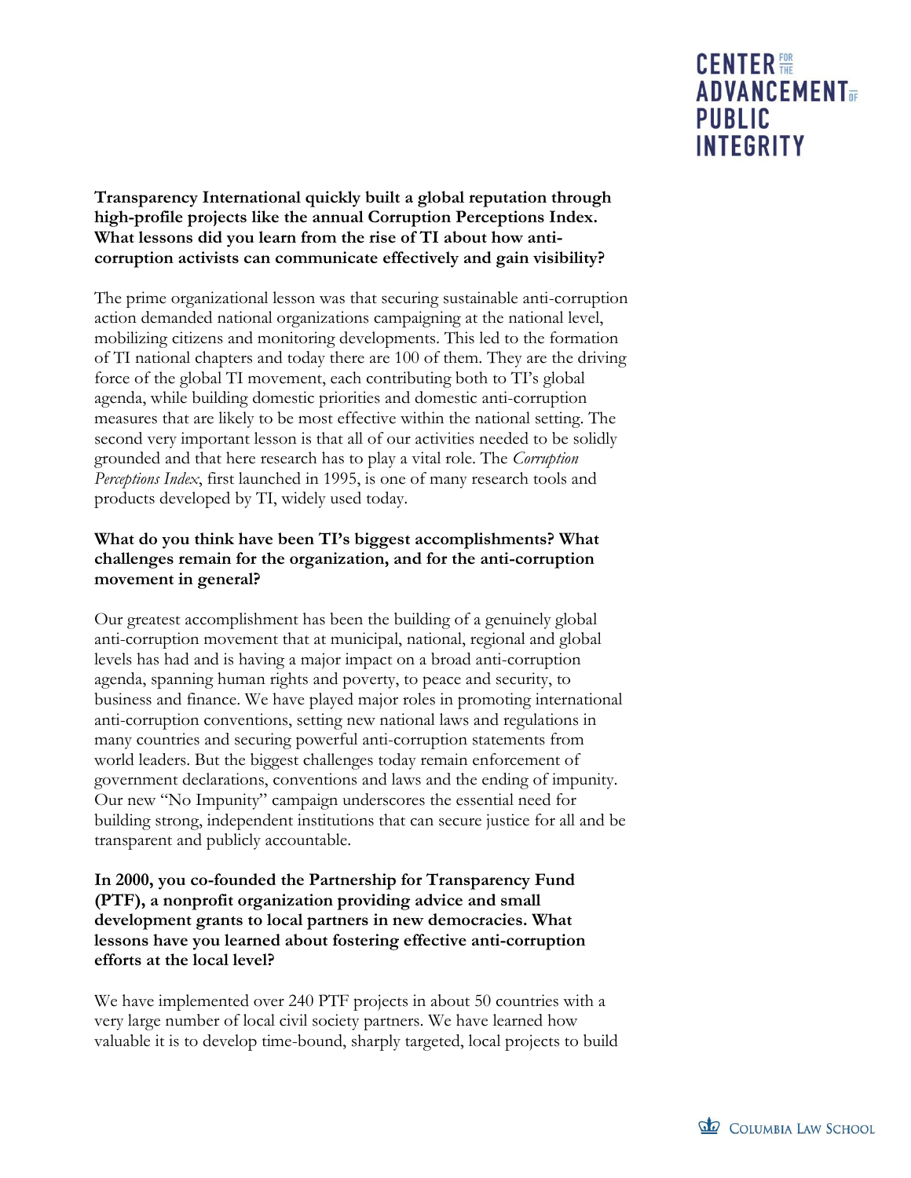**Transparency International quickly built a global reputation through high-profile projects like the annual Corruption Perceptions Index. What lessons did you learn from the rise of TI about how anti-corruption activists can communicate effectively and gain visibility?**

The prime organizational lesson was that securing sustainable anti-corruption action demanded national organizations campaigning at the national level, mobilizing citizens and monitoring developments. This led to the formation of TI national chapters and today there are 100 of them. They are the driving force of the global TI movement, each contributing both to TI's global agenda, while building domestic priorities and domestic anti-corruption measures that are likely to be most effective within the national setting. The second very important lesson is that all of our activities needed to be solidly grounded and that here research has to play a vital role. The *Corruption Perceptions Index*, first launched in 1995, is one of many research tools and products developed by TI, widely used today.

**What do you think have been TI's biggest accomplishments? What challenges remain for the organization, and for the anti-corruption movement in general?**

Our greatest accomplishment has been the building of a genuinely global anti-corruption movement that at municipal, national, regional and global levels has had and is having a major impact on a broad anti-corruption agenda, spanning human rights and poverty, to peace and security, to business and finance. We have played major roles in promoting international anti-corruption conventions, setting new national laws and regulations in many countries and securing powerful anti-corruption statements from world leaders. But the biggest challenges today remain enforcement of government declarations, conventions and laws and the ending of impunity. Our new "No Impunity" campaign underscores the essential need for building strong, independent institutions that can secure justice for all and be transparent and publicly accountable.

**In 2000, you co-founded the Partnership for Transparency Fund (PTF), a nonprofit organization providing advice and small development grants to local partners in new democracies. What lessons have you learned about fostering effective anti-corruption efforts at the local level?**

We have implemented over 240 PTF projects in about 50 countries with a very large number of local civil society partners. We have learned how valuable it is to develop time-bound, sharply targeted, local projects to build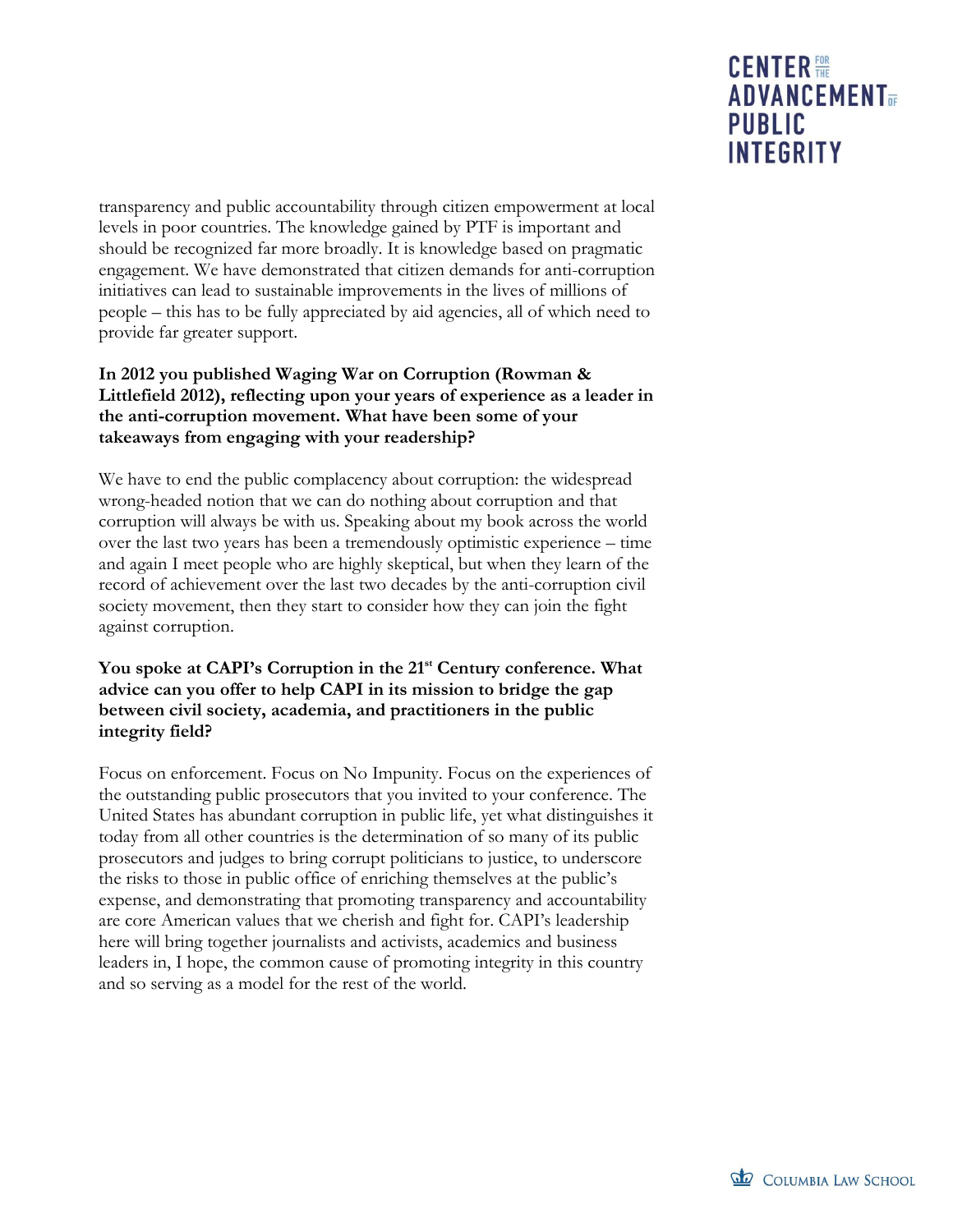transparency and public accountability through citizen empowerment at local levels in poor countries. The knowledge gained by PTF is important and should be recognized far more broadly. It is knowledge based on pragmatic engagement. We have demonstrated that citizen demands for anti-corruption initiatives can lead to sustainable improvements in the lives of millions of people – this has to be fully appreciated by aid agencies, all of which need to provide far greater support.

**In 2012 you published Waging War on Corruption (Rowman & Littlefield 2012), reflecting upon your years of experience as a leader in the anti-corruption movement. What have been some of your takeaways from engaging with your readership?**

We have to end the public complacency about corruption: the widespread wrong-headed notion that we can do nothing about corruption and that corruption will always be with us. Speaking about my book across the world over the last two years has been a tremendously optimistic experience – time and again I meet people who are highly skeptical, but when they learn of the record of achievement over the last two decades by the anti-corruption civil society movement, then they start to consider how they can join the fight against corruption.

**You spoke at CAPI's Corruption in the 21st Century conference. What advice can you offer to help CAPI in its mission to bridge the gap between civil society, academia, and practitioners in the public integrity field?**

Focus on enforcement. Focus on No Impunity. Focus on the experiences of the outstanding public prosecutors that you invited to your conference. The United States has abundant corruption in public life, yet what distinguishes it today from all other countries is the determination of so many of its public prosecutors and judges to bring corrupt politicians to justice, to underscore the risks to those in public office of enriching themselves at the public's expense, and demonstrating that promoting transparency and accountability are core American values that we cherish and fight for. CAPI's leadership here will bring together journalists and activists, academics and business leaders in, I hope, the common cause of promoting integrity in this country and so serving as a model for the rest of the world.